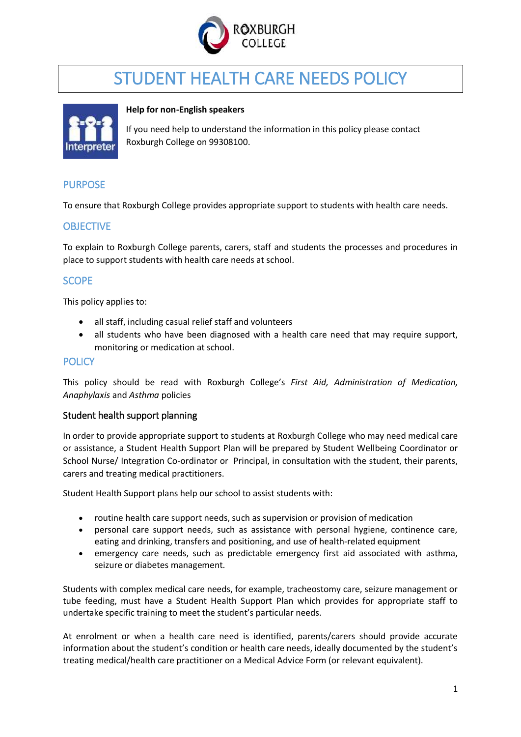# STUDENT HEALTH CARE NEEDS POLICY

**Help for non-English speakers**

If you need help to understand the information in this policy please contact Roxburgh College on 99308100.

## PURPOSE

To ensure that Roxburgh College provides appropriate support to students with health care needs.

## OBJECTIVE

To explain to Roxburgh College parents, carers, staff and students the processes and procedures in place to support students with health care needs at school.

## SCOPE

This policy applies to:

- all staff, including casual relief staff and volunteers
- all students who have been diagnosed with a health care need that may require support, monitoring or medication at school.

## POLICY

This policy should be read with Roxburgh College's *First Aid, Administration of Medication, Anaphylaxis* and *Asthma* policies

### Student health support planning

In order to provide appropriate support to students at Roxburgh College who may need medical care or assistance, a Student Health Support Plan will be prepared by Student Wellbeing Coordinator or School Nurse/ Integration Co-ordinator or Principal, in consultation with the student, their parents, carers and treating medical practitioners.

Student Health Support plans help our school to assist students with:

- routine health care support needs, such as supervision or provision of medication
- personal care support needs, such as assistance with personal hygiene, continence care, eating and drinking, transfers and positioning, and use of health-related equipment
- emergency care needs, such as predictable emergency first aid associated with asthma, seizure or diabetes management.

Students with complex medical care needs, for example, tracheostomy care, seizure management or tube feeding, must have a Student Health Support Plan which provides for appropriate staff to undertake specific training to meet the student's particular needs.

At enrolment or when a health care need is identified, parents/carers should provide accurate information about the student's condition or health care needs, ideally documented by the student's treating medical/health care practitioner on a Medical Advice Form (or relevant equivalent).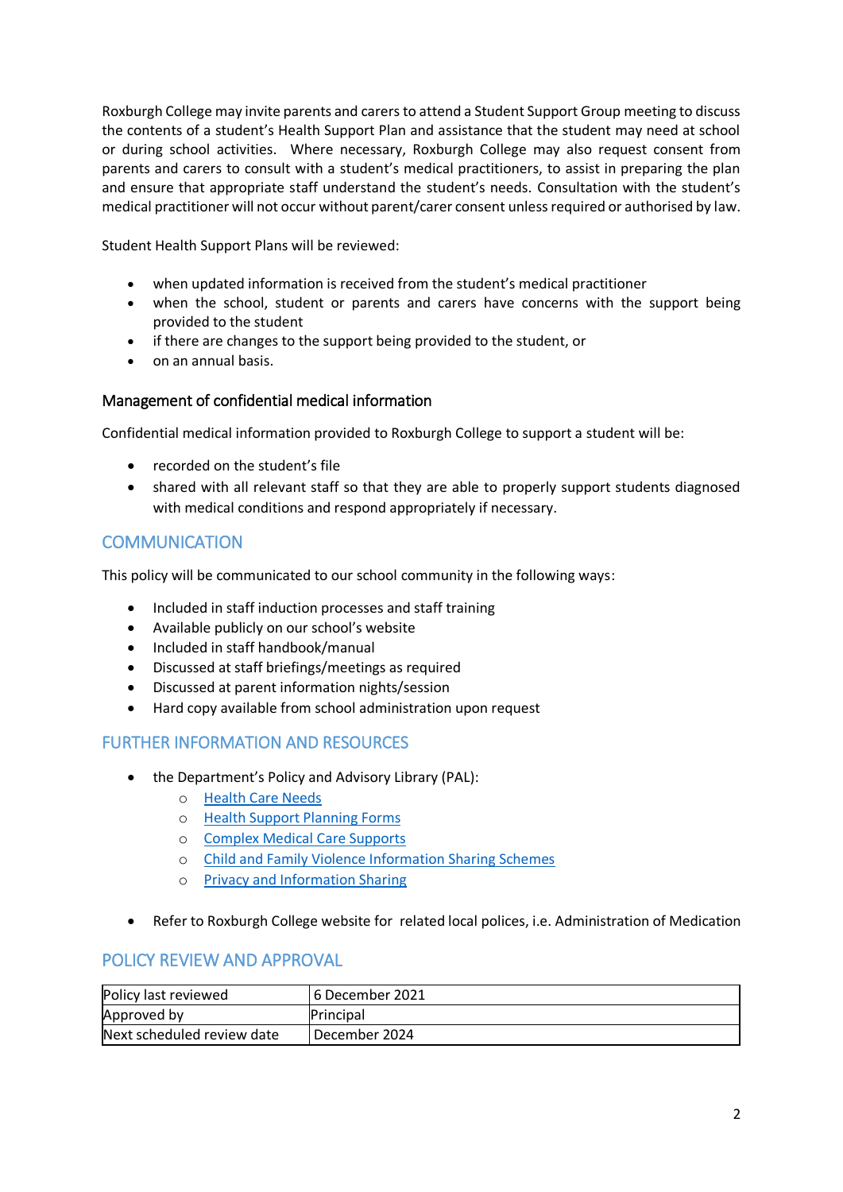Roxburgh College may invite parents and carers to attend a Student Support Group meeting to discuss the contents of a student's Health Support Plan and assistance that the student may need at school or during school activities. Where necessary, Roxburgh College may also request consent from parents and carers to consult with a student's medical practitioners, to assist in preparing the plan and ensure that appropriate staff understand the student's needs. Consultation with the student's medical practitioner will not occur without parent/carer consent unless required or authorised by law.

Student Health Support Plans will be reviewed:

- when updated information is received from the student's medical practitioner
- when the school, student or parents and carers have concerns with the support being provided to the student
- if there are changes to the support being provided to the student, or
- on an annual basis.

### Management of confidential medical information

Confidential medical information provided to Roxburgh College to support a student will be:

- recorded on the student's file
- shared with all relevant staff so that they are able to properly support students diagnosed with medical conditions and respond appropriately if necessary.

## COMMUNICATION

This policy will be communicated to our school community in the following ways:

- Included in staff induction processes and staff training
- Available publicly on our school's website
- Included in staff handbook/manual
- Discussed at staff briefings/meetings as required
- Discussed at parent information nights/session
- Hard copy available from school administration upon request

## FURTHER INFORMATION AND RESOURCES

- the Department's Policy and Advisory Library (PAL):
  - Health Care Needs
  - Health Support Planning Forms
  - Complex Medical Care Supports
  - Child and Family Violence Information Sharing Schemes
  - Privacy and Information Sharing
- Refer to Roxburgh College website for related local polices, i.e. Administration of Medication

## POLICY REVIEW AND APPROVAL

| | |
|---|---|
| Policy last reviewed | 6 December 2021 |
| Approved by | Principal |
| Next scheduled review date | December 2024 |